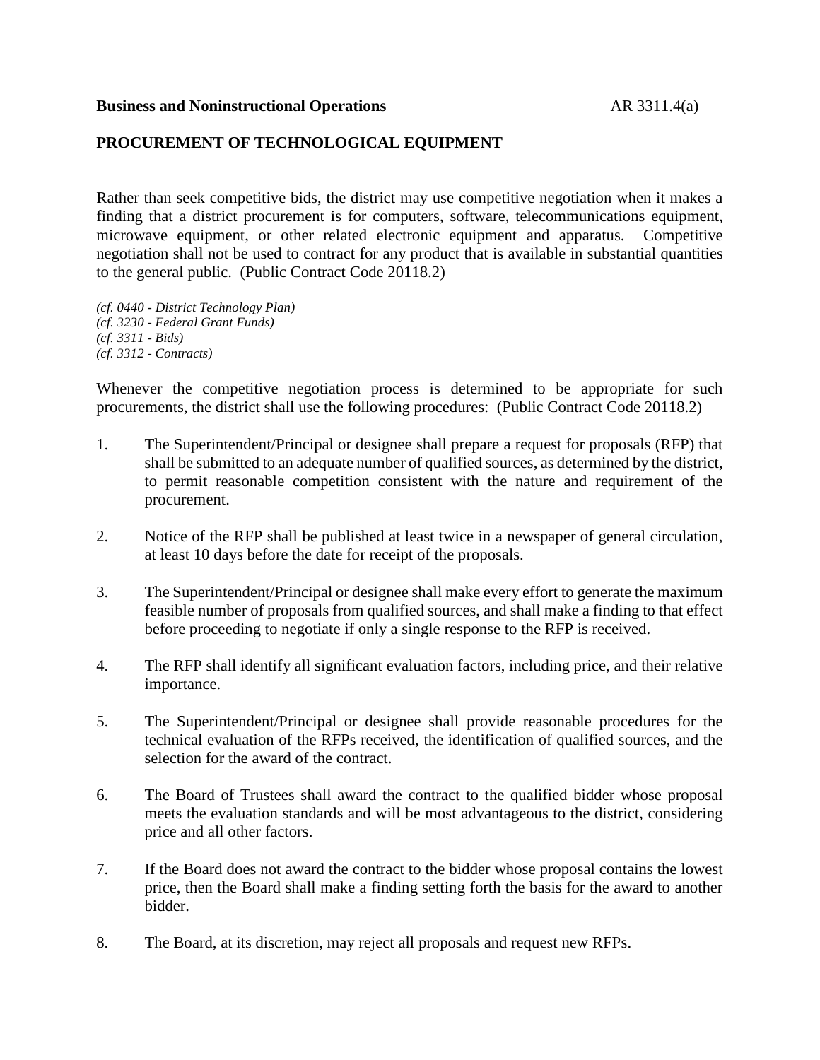**Business and Noninstructional Operations** AR 3311.4(a)

## PROCUREMENT OF TECHNOLOGICAL EQUIPMENT

Rather than seek competitive bids, the district may use competitive negotiation when it makes a finding that a district procurement is for computers, software, telecommunications equipment, microwave equipment, or other related electronic equipment and apparatus. Competitive negotiation shall not be used to contract for any product that is available in substantial quantities to the general public. (Public Contract Code 20118.2)

*(cf. 0440 - District Technology Plan)*
*(cf. 3230 - Federal Grant Funds)*
*(cf. 3311 - Bids)*
*(cf. 3312 - Contracts)*

Whenever the competitive negotiation process is determined to be appropriate for such procurements, the district shall use the following procedures: (Public Contract Code 20118.2)

1. The Superintendent/Principal or designee shall prepare a request for proposals (RFP) that shall be submitted to an adequate number of qualified sources, as determined by the district, to permit reasonable competition consistent with the nature and requirement of the procurement.

2. Notice of the RFP shall be published at least twice in a newspaper of general circulation, at least 10 days before the date for receipt of the proposals.

3. The Superintendent/Principal or designee shall make every effort to generate the maximum feasible number of proposals from qualified sources, and shall make a finding to that effect before proceeding to negotiate if only a single response to the RFP is received.

4. The RFP shall identify all significant evaluation factors, including price, and their relative importance.

5. The Superintendent/Principal or designee shall provide reasonable procedures for the technical evaluation of the RFPs received, the identification of qualified sources, and the selection for the award of the contract.

6. The Board of Trustees shall award the contract to the qualified bidder whose proposal meets the evaluation standards and will be most advantageous to the district, considering price and all other factors.

7. If the Board does not award the contract to the bidder whose proposal contains the lowest price, then the Board shall make a finding setting forth the basis for the award to another bidder.

8. The Board, at its discretion, may reject all proposals and request new RFPs.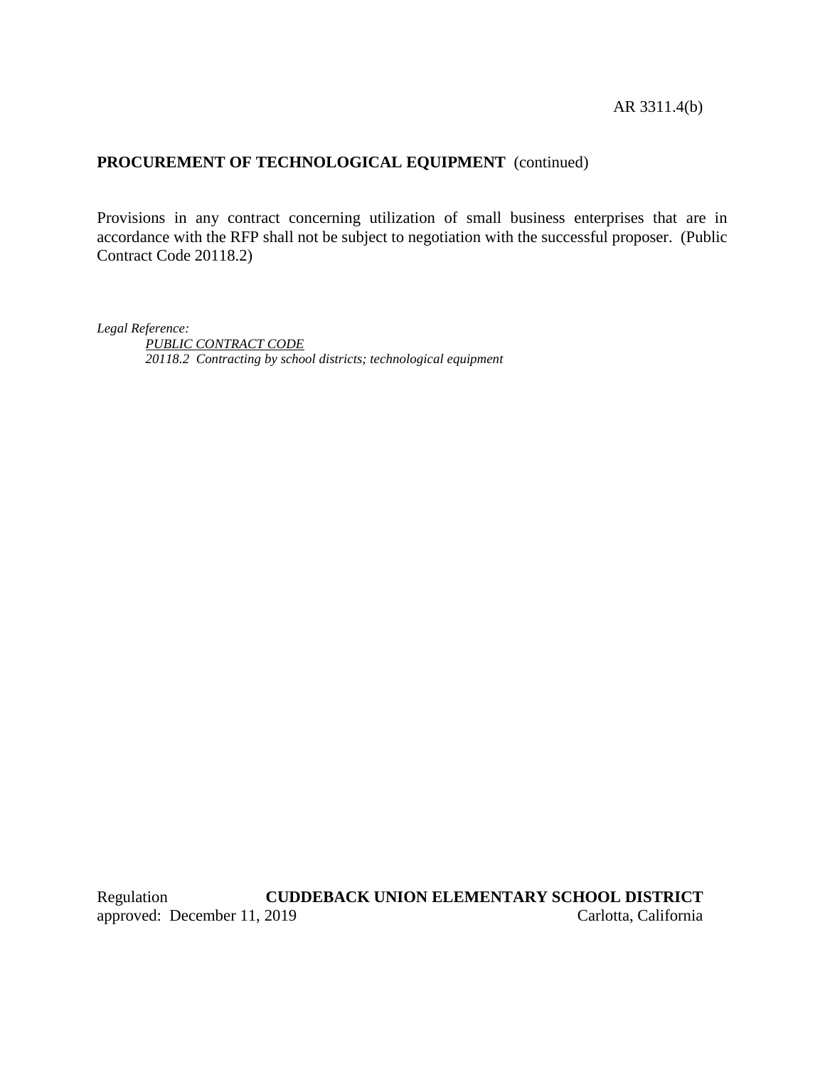**PROCUREMENT OF TECHNOLOGICAL EQUIPMENT** (continued)

Provisions in any contract concerning utilization of small business enterprises that are in accordance with the RFP shall not be subject to negotiation with the successful proposer. (Public Contract Code 20118.2)

*Legal Reference:*

*PUBLIC CONTRACT CODE*

*20118.2 Contracting by school districts; technological equipment*

Regulation approved: December 11, 2019

**CUDDEBACK UNION ELEMENTARY SCHOOL DISTRICT**
Carlotta, California